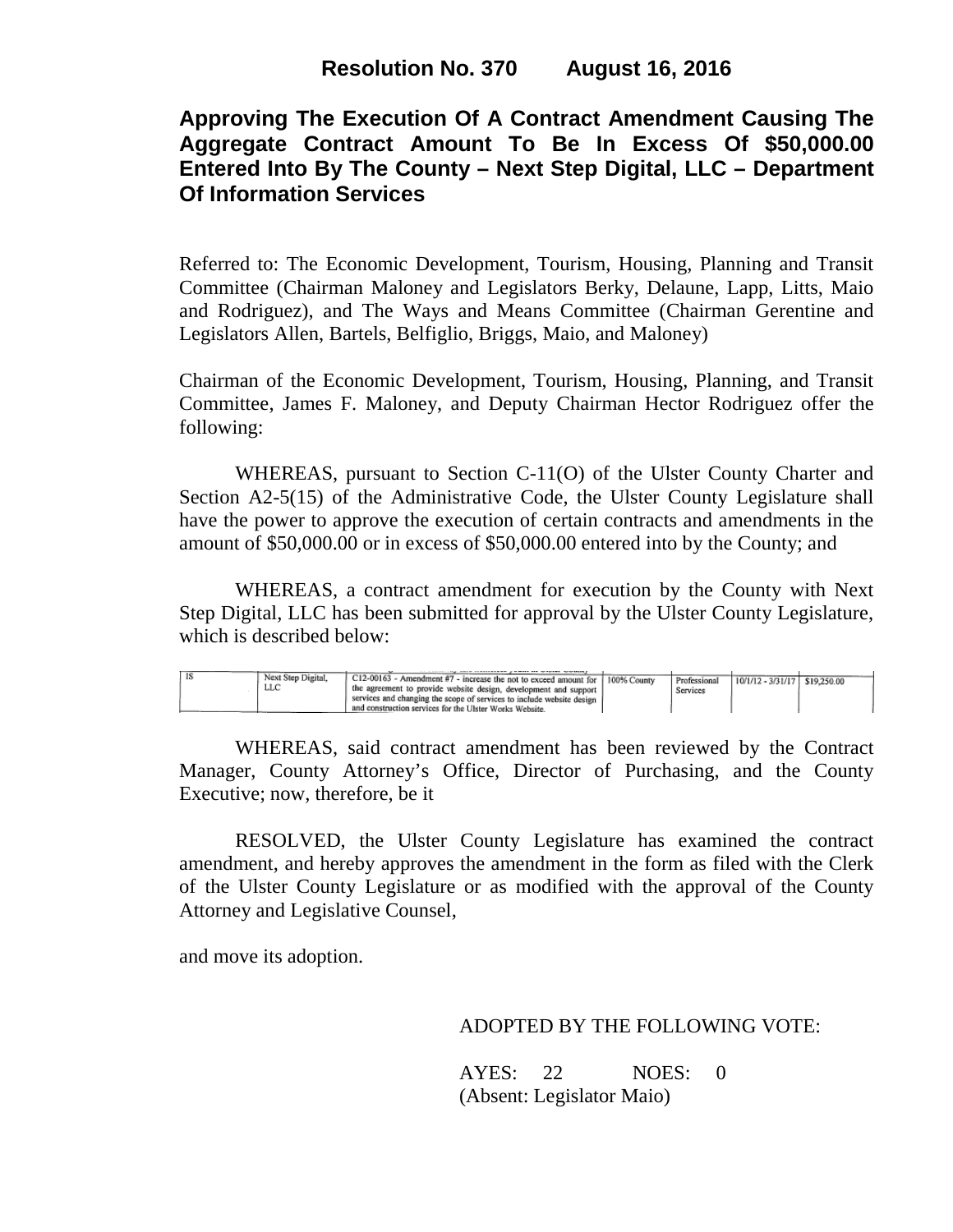**Resolution No. 370 August 16, 2016**

# Approving The Execution Of A Contract Amendment Causing The Aggregate Contract Amount To Be In Excess Of $50,000.00 Entered Into By The County – Next Step Digital, LLC – Department Of Information Services

Referred to: The Economic Development, Tourism, Housing, Planning and Transit Committee (Chairman Maloney and Legislators Berky, Delaune, Lapp, Litts, Maio and Rodriguez), and The Ways and Means Committee (Chairman Gerentine and Legislators Allen, Bartels, Belfiglio, Briggs, Maio, and Maloney)

Chairman of the Economic Development, Tourism, Housing, Planning, and Transit Committee, James F. Maloney, and Deputy Chairman Hector Rodriguez offer the following:

WHEREAS, pursuant to Section C-11(O) of the Ulster County Charter and Section A2-5(15) of the Administrative Code, the Ulster County Legislature shall have the power to approve the execution of certain contracts and amendments in the amount of $50,000.00 or in excess of $50,000.00 entered into by the County; and

WHEREAS, a contract amendment for execution by the County with Next Step Digital, LLC has been submitted for approval by the Ulster County Legislature, which is described below:

| | | | | | | |
|---|---|---|---|---|---|---|
| IS | Next Step Digital, LLC | C12-00163 - Amendment #7 - increase the not to exceed amount for the agreement to provide website design, development and support services and changing the scope of services to include website design and construction services for the Ulster Works Website. | 100% County | Professional Services | 10/1/12 - 3/31/17 | $19,250.00 |

WHEREAS, said contract amendment has been reviewed by the Contract Manager, County Attorney's Office, Director of Purchasing, and the County Executive; now, therefore, be it

RESOLVED, the Ulster County Legislature has examined the contract amendment, and hereby approves the amendment in the form as filed with the Clerk of the Ulster County Legislature or as modified with the approval of the County Attorney and Legislative Counsel,

and move its adoption.

ADOPTED BY THE FOLLOWING VOTE:

AYES: 22 NOES: 0
(Absent: Legislator Maio)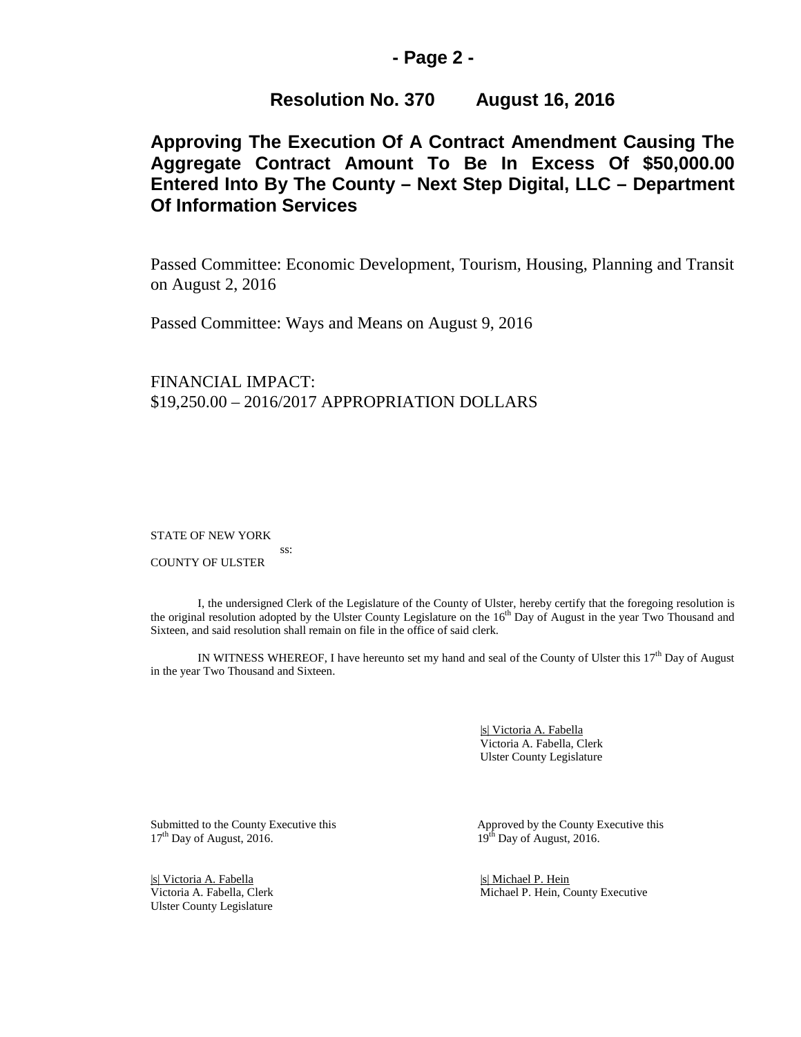## Resolution No. 370 August 16, 2016

## Approving The Execution Of A Contract Amendment Causing The Aggregate Contract Amount To Be In Excess Of $50,000.00 Entered Into By The County – Next Step Digital, LLC – Department Of Information Services

Passed Committee: Economic Development, Tourism, Housing, Planning and Transit on August 2, 2016

Passed Committee: Ways and Means on August 9, 2016

FINANCIAL IMPACT:
$19,250.00 – 2016/2017 APPROPRIATION DOLLARS

STATE OF NEW YORK
ss:
COUNTY OF ULSTER

I, the undersigned Clerk of the Legislature of the County of Ulster, hereby certify that the foregoing resolution is the original resolution adopted by the Ulster County Legislature on the 16th Day of August in the year Two Thousand and Sixteen, and said resolution shall remain on file in the office of said clerk.

IN WITNESS WHEREOF, I have hereunto set my hand and seal of the County of Ulster this 17th Day of August in the year Two Thousand and Sixteen.

|s| Victoria A. Fabella
Victoria A. Fabella, Clerk
Ulster County Legislature

Submitted to the County Executive this 17th Day of August, 2016.

|s| Victoria A. Fabella
Victoria A. Fabella, Clerk
Ulster County Legislature

Approved by the County Executive this 19th Day of August, 2016.

|s| Michael P. Hein
Michael P. Hein, County Executive